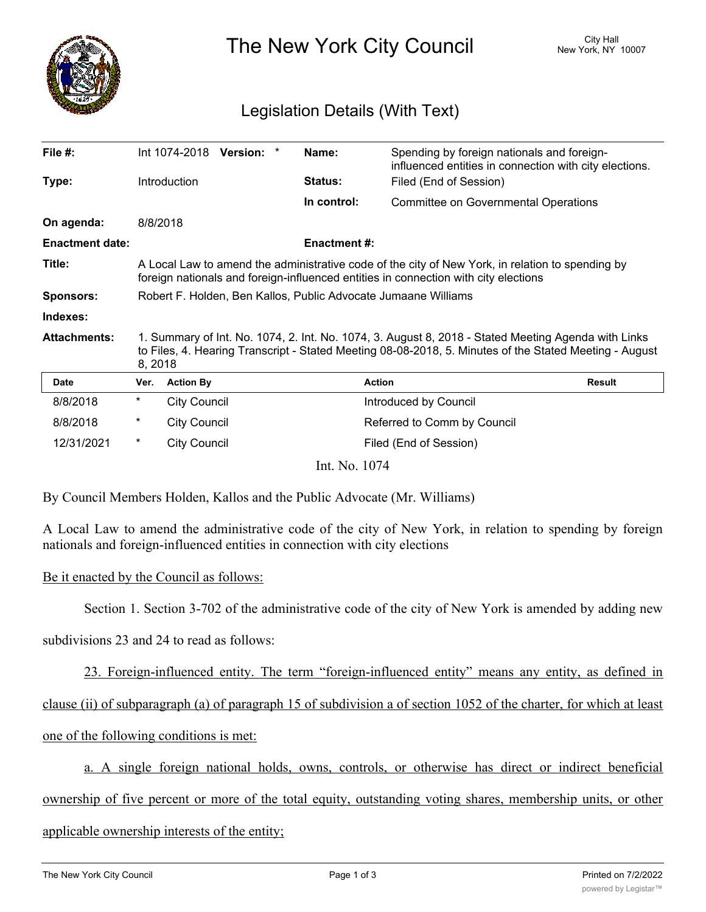# The New York City Council

City Hall
New York, NY 10007

## Legislation Details (With Text)

| | | | |
|---|---|---|---|
| **File #:** | Int 1074-2018 **Version:** * | **Name:** | Spending by foreign nationals and foreign-influenced entities in connection with city elections. |
| **Type:** | Introduction | **Status:** | Filed (End of Session) |
| | | **In control:** | Committee on Governmental Operations |
| **On agenda:** | 8/8/2018 | | |
| **Enactment date:** | | **Enactment #:** | |

**Title:** A Local Law to amend the administrative code of the city of New York, in relation to spending by foreign nationals and foreign-influenced entities in connection with city elections

**Sponsors:** Robert F. Holden, Ben Kallos, Public Advocate Jumaane Williams

**Indexes:**

**Attachments:** 1. Summary of Int. No. 1074, 2. Int. No. 1074, 3. August 8, 2018 - Stated Meeting Agenda with Links to Files, 4. Hearing Transcript - Stated Meeting 08-08-2018, 5. Minutes of the Stated Meeting - August 8, 2018

| Date | Ver. | Action By | Action | Result |
|---|---|---|---|---|
| 8/8/2018 | * | City Council | Introduced by Council | |
| 8/8/2018 | * | City Council | Referred to Comm by Council | |
| 12/31/2021 | * | City Council | Filed (End of Session) | |

Int. No. 1074

By Council Members Holden, Kallos and the Public Advocate (Mr. Williams)

A Local Law to amend the administrative code of the city of New York, in relation to spending by foreign nationals and foreign-influenced entities in connection with city elections

Be it enacted by the Council as follows:

Section 1. Section 3-702 of the administrative code of the city of New York is amended by adding new subdivisions 23 and 24 to read as follows:

23. Foreign-influenced entity. The term "foreign-influenced entity" means any entity, as defined in clause (ii) of subparagraph (a) of paragraph 15 of subdivision a of section 1052 of the charter, for which at least one of the following conditions is met:

a. A single foreign national holds, owns, controls, or otherwise has direct or indirect beneficial ownership of five percent or more of the total equity, outstanding voting shares, membership units, or other applicable ownership interests of the entity;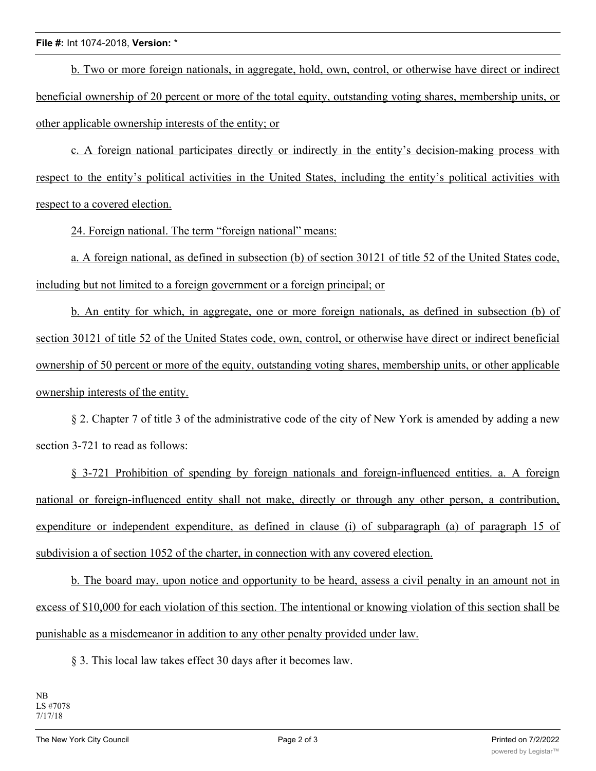b. Two or more foreign nationals, in aggregate, hold, own, control, or otherwise have direct or indirect beneficial ownership of 20 percent or more of the total equity, outstanding voting shares, membership units, or other applicable ownership interests of the entity; or

c. A foreign national participates directly or indirectly in the entity's decision-making process with respect to the entity's political activities in the United States, including the entity's political activities with respect to a covered election.

24. Foreign national. The term "foreign national" means:

a. A foreign national, as defined in subsection (b) of section 30121 of title 52 of the United States code, including but not limited to a foreign government or a foreign principal; or

b. An entity for which, in aggregate, one or more foreign nationals, as defined in subsection (b) of section 30121 of title 52 of the United States code, own, control, or otherwise have direct or indirect beneficial ownership of 50 percent or more of the equity, outstanding voting shares, membership units, or other applicable ownership interests of the entity.

§ 2. Chapter 7 of title 3 of the administrative code of the city of New York is amended by adding a new section 3-721 to read as follows:

§ 3-721 Prohibition of spending by foreign nationals and foreign-influenced entities. a. A foreign national or foreign-influenced entity shall not make, directly or through any other person, a contribution, expenditure or independent expenditure, as defined in clause (i) of subparagraph (a) of paragraph 15 of subdivision a of section 1052 of the charter, in connection with any covered election.

b. The board may, upon notice and opportunity to be heard, assess a civil penalty in an amount not in excess of $10,000 for each violation of this section. The intentional or knowing violation of this section shall be punishable as a misdemeanor in addition to any other penalty provided under law.

§ 3. This local law takes effect 30 days after it becomes law.

NB
LS #7078
7/17/18